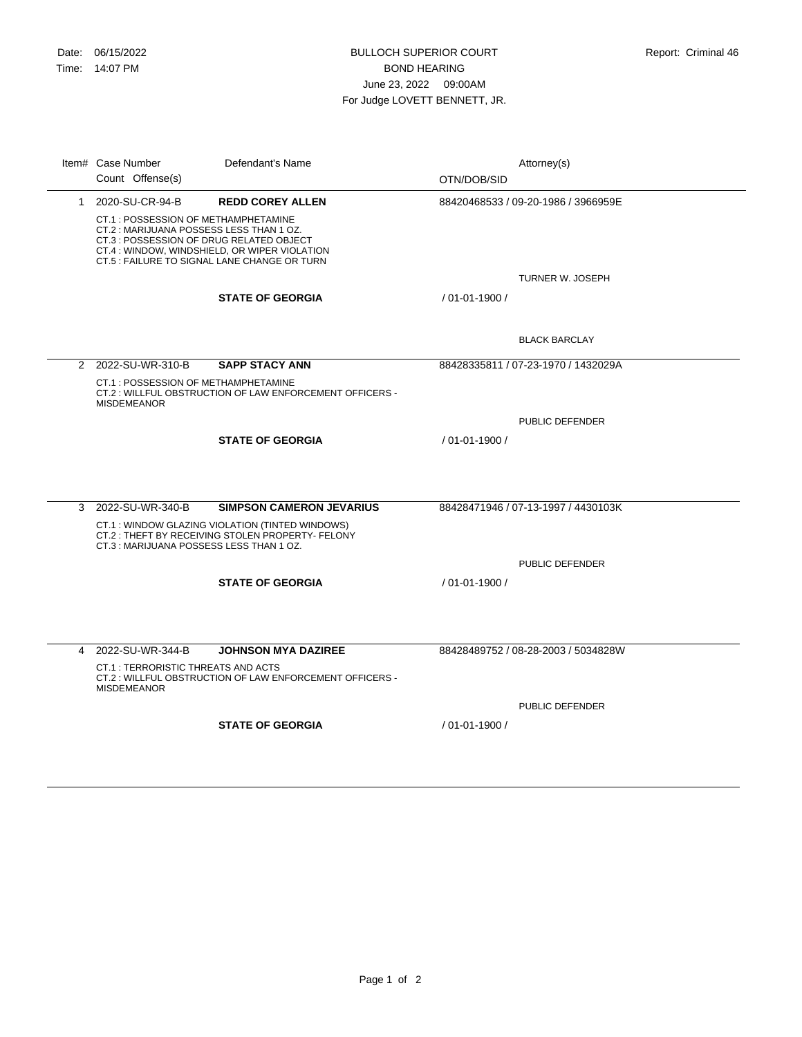Date: 06/15/2022
Time: 14:07 PM

BULLOCH SUPERIOR COURT
BOND HEARING
June 23, 2022 09:00AM
For Judge LOVETT BENNETT, JR.

Report: Criminal 46

| Item# | Case Number / Count Offense(s) | Defendant's Name | Attorney(s) / OTN/DOB/SID |
|---|---|---|---|
| 1 | 2020-SU-CR-94-B | **REDD COREY ALLEN** | 88420468533 / 09-20-1986 / 3966959E |
| | CT.1 : POSSESSION OF METHAMPHETAMINE<br>CT.2 : MARIJUANA POSSESS LESS THAN 1 OZ.<br>CT.3 : POSSESSION OF DRUG RELATED OBJECT<br>CT.4 : WINDOW, WINDSHIELD, OR WIPER VIOLATION<br>CT.5 : FAILURE TO SIGNAL LANE CHANGE OR TURN | | TURNER W. JOSEPH |
| | | **STATE OF GEORGIA** | / 01-01-1900 / |
| | | | BLACK BARCLAY |
| 2 | 2022-SU-WR-310-B | **SAPP STACY ANN** | 88428335811 / 07-23-1970 / 1432029A |
| | CT.1 : POSSESSION OF METHAMPHETAMINE<br>CT.2 : WILLFUL OBSTRUCTION OF LAW ENFORCEMENT OFFICERS - MISDEMEANOR | | PUBLIC DEFENDER |
| | | **STATE OF GEORGIA** | / 01-01-1900 / |
| 3 | 2022-SU-WR-340-B | **SIMPSON CAMERON JEVARIUS** | 88428471946 / 07-13-1997 / 4430103K |
| | CT.1 : WINDOW GLAZING VIOLATION (TINTED WINDOWS)<br>CT.2 : THEFT BY RECEIVING STOLEN PROPERTY- FELONY<br>CT.3 : MARIJUANA POSSESS LESS THAN 1 OZ. | | PUBLIC DEFENDER |
| | | **STATE OF GEORGIA** | / 01-01-1900 / |
| 4 | 2022-SU-WR-344-B | **JOHNSON MYA DAZIREE** | 88428489752 / 08-28-2003 / 5034828W |
| | CT.1 : TERRORISTIC THREATS AND ACTS<br>CT.2 : WILLFUL OBSTRUCTION OF LAW ENFORCEMENT OFFICERS - MISDEMEANOR | | PUBLIC DEFENDER |
| | | **STATE OF GEORGIA** | / 01-01-1900 / |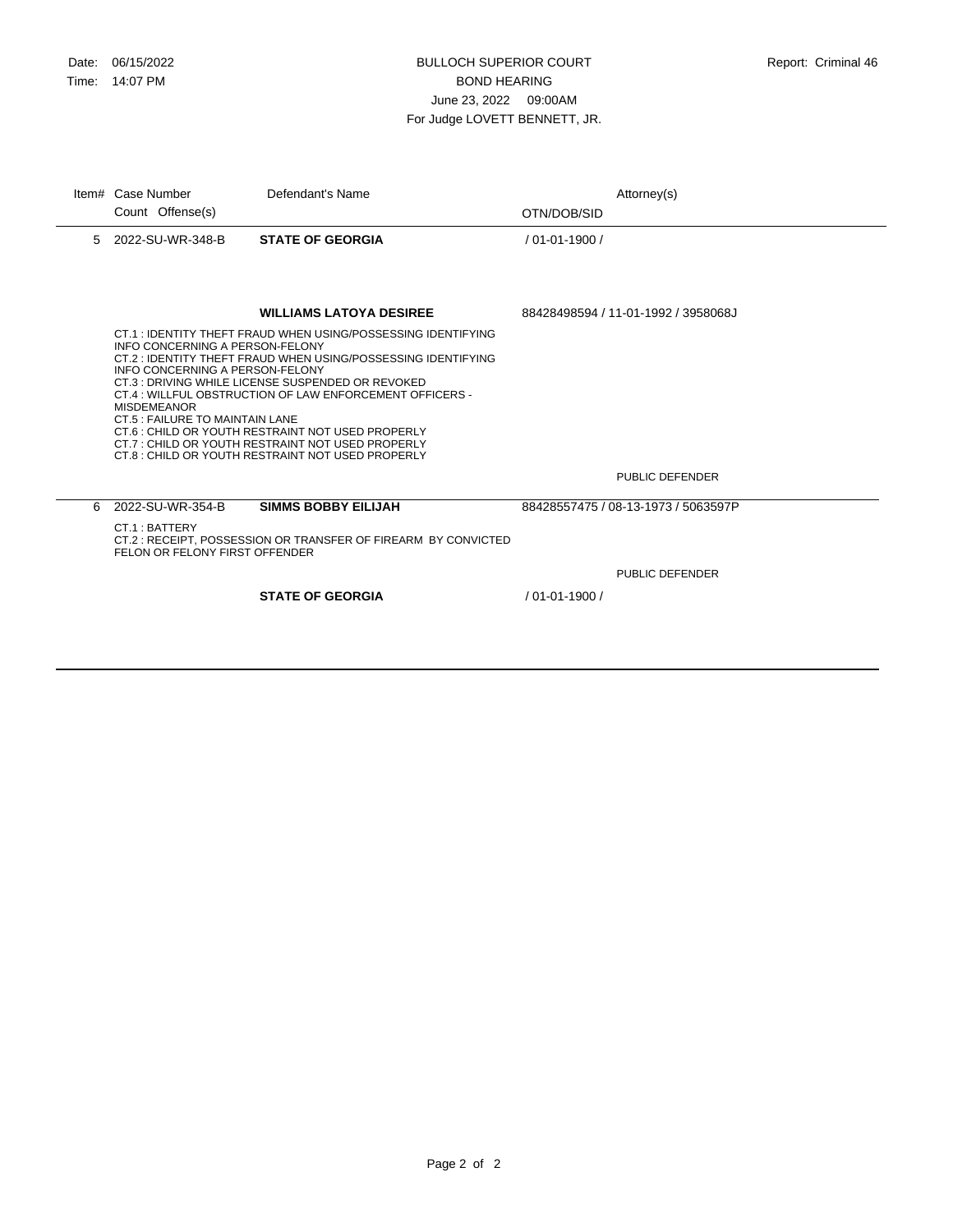Date: 06/15/2022
Time: 14:07 PM

BULLOCH SUPERIOR COURT
BOND HEARING
June 23, 2022 09:00AM
For Judge LOVETT BENNETT, JR.

Report: Criminal 46

| Item# | Case Number / Count Offense(s) | Defendant's Name | OTN/DOB/SID | Attorney(s) |
|---|---|---|---|---|
| 5 | 2022-SU-WR-348-B | **STATE OF GEORGIA** | / 01-01-1900 / | |
| | | **WILLIAMS LATOYA DESIREE** | 88428498594 / 11-01-1992 / 3958068J | |
| | CT.1 : IDENTITY THEFT FRAUD WHEN USING/POSSESSING IDENTIFYING INFO CONCERNING A PERSON-FELONY<br>CT.2 : IDENTITY THEFT FRAUD WHEN USING/POSSESSING IDENTIFYING INFO CONCERNING A PERSON-FELONY<br>CT.3 : DRIVING WHILE LICENSE SUSPENDED OR REVOKED<br>CT.4 : WILLFUL OBSTRUCTION OF LAW ENFORCEMENT OFFICERS - MISDEMEANOR<br>CT.5 : FAILURE TO MAINTAIN LANE<br>CT.6 : CHILD OR YOUTH RESTRAINT NOT USED PROPERLY<br>CT.7 : CHILD OR YOUTH RESTRAINT NOT USED PROPERLY<br>CT.8 : CHILD OR YOUTH RESTRAINT NOT USED PROPERLY | | | PUBLIC DEFENDER |
| 6 | 2022-SU-WR-354-B | **SIMMS BOBBY EILIJAH** | 88428557475 / 08-13-1973 / 5063597P | |
| | CT.1 : BATTERY<br>CT.2 : RECEIPT, POSSESSION OR TRANSFER OF FIREARM BY CONVICTED FELON OR FELONY FIRST OFFENDER | | | PUBLIC DEFENDER |
| | | **STATE OF GEORGIA** | / 01-01-1900 / | |